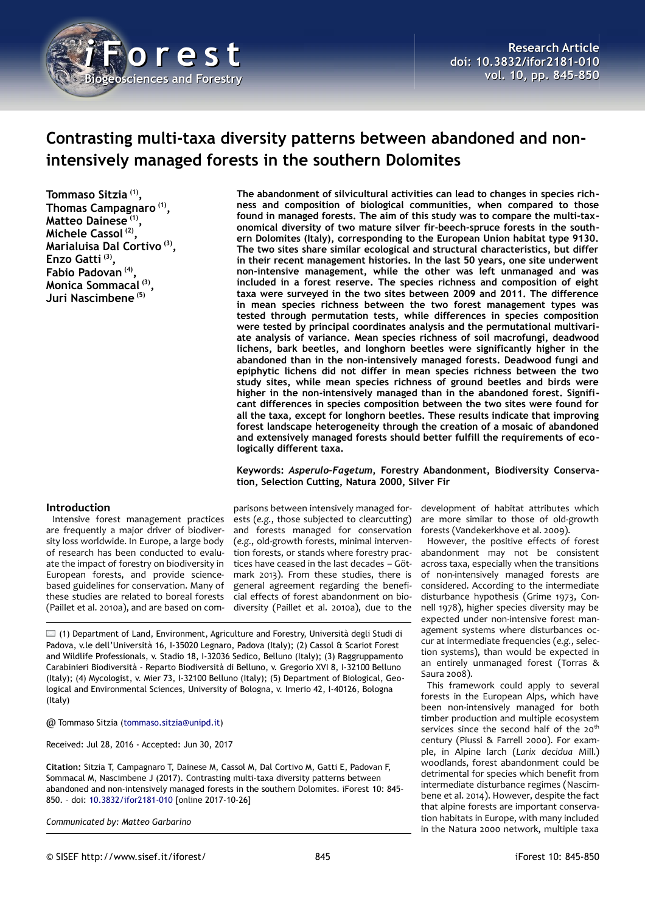Research Article
doi: 10.3832/ifor2181-010
vol. 10, pp. 845-850

# Contrasting multi-taxa diversity patterns between abandoned and non-intensively managed forests in the southern Dolomites

**Tommaso Sitzia [(1)], Thomas Campagnaro [(1)], Matteo Dainese [(1)], Michele Cassol [(2)], Marialuisa Dal Cortivo [(3)], Enzo Gatti [(3)], Fabio Padovan [(4)], Monica Sommacal [(3)], Juri Nascimbene [(5)]**

**The abandonment of silvicultural activities can lead to changes in species richness and composition of biological communities, when compared to those found in managed forests. The aim of this study was to compare the multi-taxonomical diversity of two mature silver fir-beech-spruce forests in the southern Dolomites (Italy), corresponding to the European Union habitat type 9130. The two sites share similar ecological and structural characteristics, but differ in their recent management histories. In the last 50 years, one site underwent non-intensive management, while the other was left unmanaged and was included in a forest reserve. The species richness and composition of eight taxa were surveyed in the two sites between 2009 and 2011. The difference in mean species richness between the two forest management types was tested through permutation tests, while differences in species composition were tested by principal coordinates analysis and the permutational multivariate analysis of variance. Mean species richness of soil macrofungi, deadwood lichens, bark beetles, and longhorn beetles were significantly higher in the abandoned than in the non-intensively managed forests. Deadwood fungi and epiphytic lichens did not differ in mean species richness between the two study sites, while mean species richness of ground beetles and birds were higher in the non-intensively managed than in the abandoned forest. Significant differences in species composition between the two sites were found for all the taxa, except for longhorn beetles. These results indicate that improving forest landscape heterogeneity through the creation of a mosaic of abandoned and extensively managed forests should better fulfill the requirements of ecologically different taxa.**

**Keywords:** ***Asperulo-Fagetum*, Forestry Abandonment, Biodiversity Conservation, Selection Cutting, Natura 2000, Silver Fir**

(1) Department of Land, Environment, Agriculture and Forestry, Università degli Studi di Padova, v.le dell'Università 16, I-35020 Legnaro, Padova (Italy); (2) Cassol & Scariot Forest and Wildlife Professionals, v. Stadio 18, I-32036 Sedico, Belluno (Italy); (3) Raggruppamento Carabinieri Biodiversità - Reparto Biodiversità di Belluno, v. Gregorio XVI 8, I-32100 Belluno (Italy); (4) Mycologist, v. Mier 73, I-32100 Belluno (Italy); (5) Department of Biological, Geological and Environmental Sciences, University of Bologna, v. Irnerio 42, I-40126, Bologna (Italy)

@ Tommaso Sitzia (tommaso.sitzia@unipd.it)

Received: Jul 28, 2016 - Accepted: Jun 30, 2017

**Citation:** Sitzia T, Campagnaro T, Dainese M, Cassol M, Dal Cortivo M, Gatti E, Padovan F, Sommacal M, Nascimbene J (2017). Contrasting multi-taxa diversity patterns between abandoned and non-intensively managed forests in the southern Dolomites. iForest 10: 845-850. - doi: 10.3832/ifor2181-010 [online 2017-10-26]

*Communicated by: Matteo Garbarino*

## Introduction

Intensive forest management practices are frequently a major driver of biodiversity loss worldwide. In Europe, a large body of research has been conducted to evaluate the impact of forestry on biodiversity in European forests, and provide science-based guidelines for conservation. Many of these studies are related to boreal forests (Paillet et al. 2010a), and are based on comparisons between intensively managed forests (*e.g.*, those subjected to clearcutting) and forests managed for conservation (*e.g.*, old-growth forests, minimal intervention forests, or stands where forestry practices have ceased in the last decades – Götmark 2013). From these studies, there is general agreement regarding the beneficial effects of forest abandonment on biodiversity (Paillet et al. 2010a), due to the development of habitat attributes which are more similar to those of old-growth forests (Vandekerkhove et al. 2009).

However, the positive effects of forest abandonment may not be consistent across taxa, especially when the transitions of non-intensively managed forests are considered. According to the intermediate disturbance hypothesis (Grime 1973, Connell 1978), higher species diversity may be expected under non-intensive forest management systems where disturbances occur at intermediate frequencies (*e.g.*, selection systems), than would be expected in an entirely unmanaged forest (Torras & Saura 2008).

This framework could apply to several forests in the European Alps, which have been non-intensively managed for both timber production and multiple ecosystem services since the second half of the 20th century (Piussi & Farrell 2000). For example, in Alpine larch (*Larix decidua* Mill.) woodlands, forest abandonment could be detrimental for species which benefit from intermediate disturbance regimes (Nascimbene et al. 2014). However, despite the fact that alpine forests are important conservation habitats in Europe, with many included in the Natura 2000 network, multiple taxa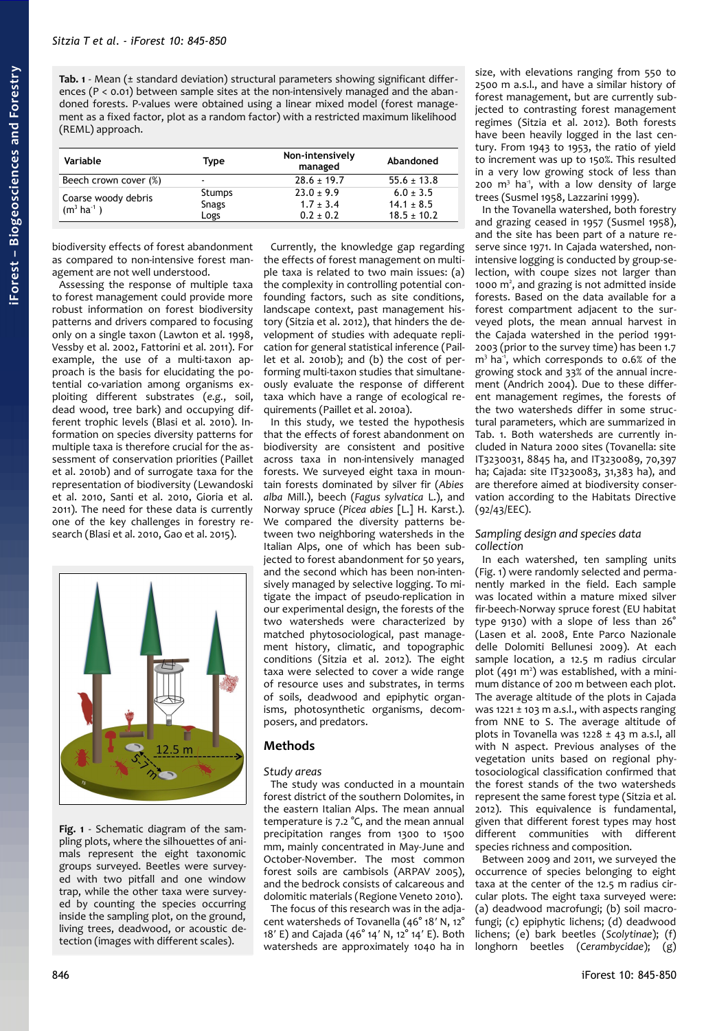**Tab. 1** - Mean (± standard deviation) structural parameters showing significant differences (P < 0.01) between sample sites at the non-intensively managed and the abandoned forests. P-values were obtained using a linear mixed model (forest management as a fixed factor, plot as a random factor) with a restricted maximum likelihood (REML) approach.

| Variable | Type | Non-intensively managed | Abandoned |
|---|---|---|---|
| Beech crown cover (%) | - | 28.6 ± 19.7 | 55.6 ± 13.8 |
| Coarse woody debris ($m^3$ $ha^{-1}$) | Stumps | 23.0 ± 9.9 | 6.0 ± 3.5 |
| | Snags | 1.7 ± 3.4 | 14.1 ± 8.5 |
| | Logs | 0.2 ± 0.2 | 18.5 ± 10.2 |

biodiversity effects of forest abandonment as compared to non-intensive forest management are not well understood.

Assessing the response of multiple taxa to forest management could provide more robust information on forest biodiversity patterns and drivers compared to focusing only on a single taxon (Lawton et al. 1998, Vessby et al. 2002, Fattorini et al. 2011). For example, the use of a multi-taxon approach is the basis for elucidating the potential co-variation among organisms exploiting different substrates (*e.g.*, soil, dead wood, tree bark) and occupying different trophic levels (Blasi et al. 2010). Information on species diversity patterns for multiple taxa is therefore crucial for the assessment of conservation priorities (Paillet et al. 2010b) and of surrogate taxa for the representation of biodiversity (Lewandoski et al. 2010, Santi et al. 2010, Gioria et al. 2011). The need for these data is currently one of the key challenges in forestry research (Blasi et al. 2010, Gao et al. 2015).

**Fig. 1** - Schematic diagram of the sampling plots, where the silhouettes of animals represent the eight taxonomic groups surveyed. Beetles were surveyed with two pitfall and one window trap, while the other taxa were surveyed by counting the species occurring inside the sampling plot, on the ground, living trees, deadwood, or acoustic detection (images with different scales).

Currently, the knowledge gap regarding the effects of forest management on multiple taxa is related to two main issues: (a) the complexity in controlling potential confounding factors, such as site conditions, landscape context, past management history (Sitzia et al. 2012), that hinders the development of studies with adequate replication for general statistical inference (Paillet et al. 2010b); and (b) the cost of performing multi-taxon studies that simultaneously evaluate the response of different taxa which have a range of ecological requirements (Paillet et al. 2010a).

In this study, we tested the hypothesis that the effects of forest abandonment on biodiversity are consistent and positive across taxa in non-intensively managed forests. We surveyed eight taxa in mountain forests dominated by silver fir (*Abies alba* Mill.), beech (*Fagus sylvatica* L.), and Norway spruce (*Picea abies* [L.] H. Karst.). We compared the diversity patterns between two neighboring watersheds in the Italian Alps, one of which has been subjected to forest abandonment for 50 years, and the second which has been non-intensively managed by selective logging. To mitigate the impact of pseudo-replication in our experimental design, the forests of the two watersheds were characterized by matched phytosociological, past management history, climatic, and topographic conditions (Sitzia et al. 2012). The eight taxa were selected to cover a wide range of resource uses and substrates, in terms of soils, deadwood and epiphytic organisms, photosynthetic organisms, decomposers, and predators.

## Methods

### Study areas

The study was conducted in a mountain forest district of the southern Dolomites, in the eastern Italian Alps. The mean annual temperature is 7.2 °C, and the mean annual precipitation ranges from 1300 to 1500 mm, mainly concentrated in May-June and October-November. The most common forest soils are cambisols (ARPAV 2005), and the bedrock consists of calcareous and dolomitic materials (Regione Veneto 2010).

The focus of this research was in the adjacent watersheds of Tovanella (46° 18′ N, 12° 18′ E) and Cajada (46° 14′ N, 12° 14′ E). Both watersheds are approximately 1040 ha in size, with elevations ranging from 550 to 2500 m a.s.l., and have a similar history of forest management, but are currently subjected to contrasting forest management regimes (Sitzia et al. 2012). Both forests have been heavily logged in the last century. From 1943 to 1953, the ratio of yield to increment was up to 150%. This resulted in a very low growing stock of less than 200 $m^3$ $ha^{-1}$, with a low density of large trees (Susmel 1958, Lazzarini 1999).

In the Tovanella watershed, both forestry and grazing ceased in 1957 (Susmel 1958), and the site has been part of a nature reserve since 1971. In Cajada watershed, non-intensive logging is conducted by group-selection, with coupe sizes not larger than 1000 $m^2$, and grazing is not admitted inside forests. Based on the data available for a forest compartment adjacent to the surveyed plots, the mean annual harvest in the Cajada watershed in the period 1991-2003 (prior to the survey time) has been 1.7 $m^3$ $ha^{-1}$, which corresponds to 0.6% of the growing stock and 33% of the annual increment (Andrich 2004). Due to these different management regimes, the forests of the two watersheds differ in some structural parameters, which are summarized in Tab. 1. Both watersheds are currently included in Natura 2000 sites (Tovanella: site IT3230031, 8845 ha, and IT3230089, 70,397 ha; Cajada: site IT3230083, 31,383 ha), and are therefore aimed at biodiversity conservation according to the Habitats Directive (92/43/EEC).

### Sampling design and species data collection

In each watershed, ten sampling units (Fig. 1) were randomly selected and permanently marked in the field. Each sample was located within a mature mixed silver fir-beech-Norway spruce forest (EU habitat type 9130) with a slope of less than 26° (Lasen et al. 2008, Ente Parco Nazionale delle Dolomiti Bellunesi 2009). At each sample location, a 12.5 m radius circular plot (491 $m^2$) was established, with a minimum distance of 200 m between each plot. The average altitude of the plots in Cajada was 1221 ± 103 m a.s.l., with aspects ranging from NNE to S. The average altitude of plots in Tovanella was 1228 ± 43 m a.s.l, all with N aspect. Previous analyses of the vegetation units based on regional phytosociological classification confirmed that the forest stands of the two watersheds represent the same forest type (Sitzia et al. 2012). This equivalence is fundamental, given that different forest types may host different communities with different species richness and composition.

Between 2009 and 2011, we surveyed the occurrence of species belonging to eight taxa at the center of the 12.5 m radius circular plots. The eight taxa surveyed were: (a) deadwood macrofungi; (b) soil macrofungi; (c) epiphytic lichens; (d) deadwood lichens; (e) bark beetles (*Scolytinae*); (f) longhorn beetles (*Cerambycidae*); (g)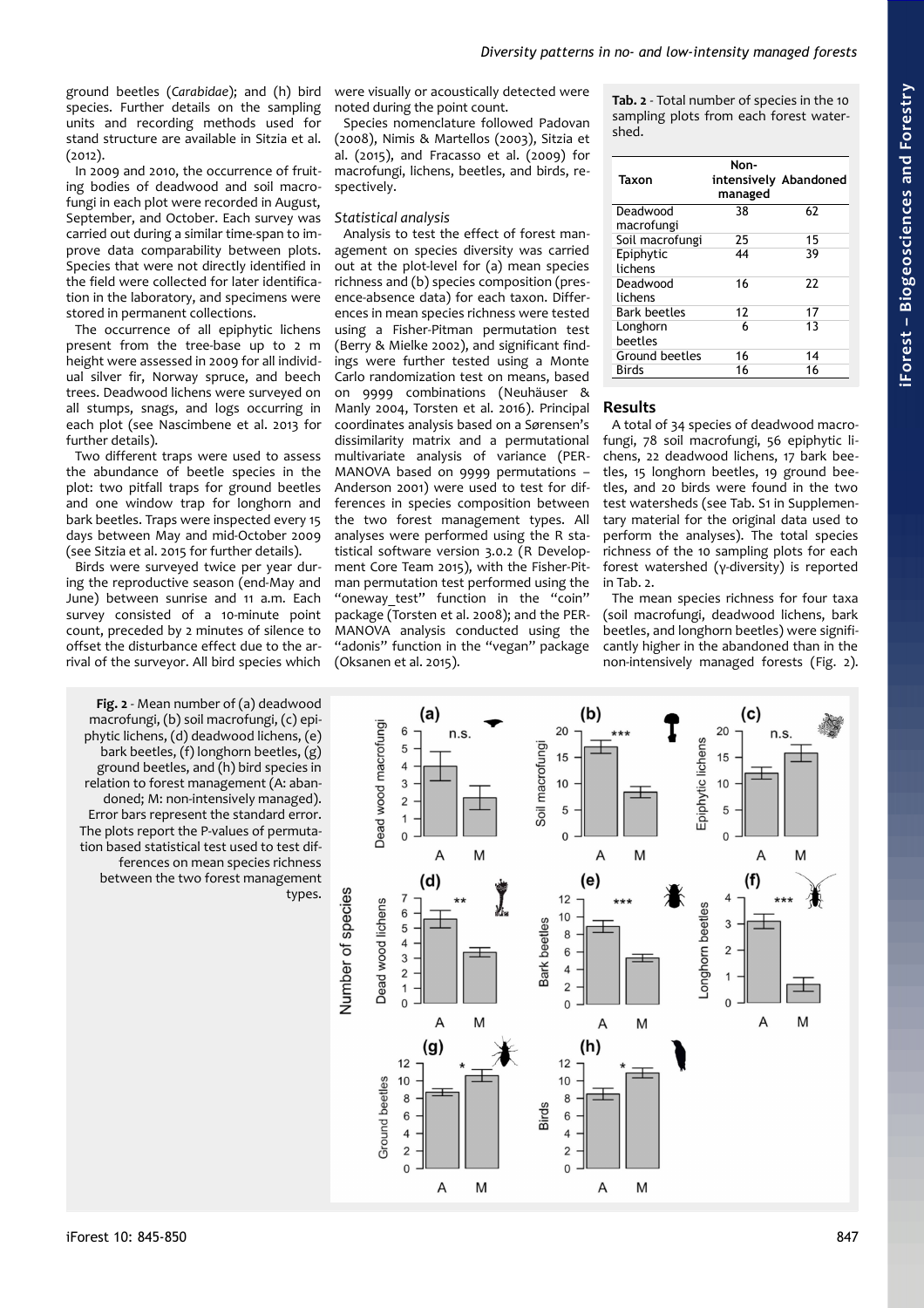ground beetles (*Carabidae*); and (h) bird species. Further details on the sampling units and recording methods used for stand structure are available in Sitzia et al. (2012).

In 2009 and 2010, the occurrence of fruiting bodies of deadwood and soil macrofungi in each plot were recorded in August, September, and October. Each survey was carried out during a similar time-span to improve data comparability between plots. Species that were not directly identified in the field were collected for later identification in the laboratory, and specimens were stored in permanent collections.

The occurrence of all epiphytic lichens present from the tree-base up to 2 m height were assessed in 2009 for all individual silver fir, Norway spruce, and beech trees. Deadwood lichens were surveyed on all stumps, snags, and logs occurring in each plot (see Nascimbene et al. 2013 for further details).

Two different traps were used to assess the abundance of beetle species in the plot: two pitfall traps for ground beetles and one window trap for longhorn and bark beetles. Traps were inspected every 15 days between May and mid-October 2009 (see Sitzia et al. 2015 for further details).

Birds were surveyed twice per year during the reproductive season (end-May and June) between sunrise and 11 a.m. Each survey consisted of a 10-minute point count, preceded by 2 minutes of silence to offset the disturbance effect due to the arrival of the surveyor. All bird species which were visually or acoustically detected were noted during the point count.

Species nomenclature followed Padovan (2008), Nimis & Martellos (2003), Sitzia et al. (2015), and Fracasso et al. (2009) for macrofungi, lichens, beetles, and birds, respectively.

### Statistical analysis

Analysis to test the effect of forest management on species diversity was carried out at the plot-level for (a) mean species richness and (b) species composition (presence-absence data) for each taxon. Differences in mean species richness were tested using a Fisher-Pitman permutation test (Berry & Mielke 2002), and significant findings were further tested using a Monte Carlo randomization test on means, based on 9999 combinations (Neuhäuser & Manly 2004, Torsten et al. 2016). Principal coordinates analysis based on a Sørensen's dissimilarity matrix and a permutational multivariate analysis of variance (PERMANOVA based on 9999 permutations – Anderson 2001) were used to test for differences in species composition between the two forest management types. All analyses were performed using the R statistical software version 3.0.2 (R Development Core Team 2015), with the Fisher-Pitman permutation test performed using the "oneway_test" function in the "coin" package (Torsten et al. 2008); and the PERMANOVA analysis conducted using the "adonis" function in the "vegan" package (Oksanen et al. 2015).

**Tab. 2** - Total number of species in the 10 sampling plots from each forest watershed.

| Taxon | Non-intensively managed | Abandoned |
|---|---|---|
| Deadwood macrofungi | 38 | 62 |
| Soil macrofungi | 25 | 15 |
| Epiphytic lichens | 44 | 39 |
| Deadwood lichens | 16 | 22 |
| Bark beetles | 12 | 17 |
| Longhorn beetles | 6 | 13 |
| Ground beetles | 16 | 14 |
| Birds | 16 | 16 |

## Results

A total of 34 species of deadwood macrofungi, 78 soil macrofungi, 56 epiphytic lichens, 22 deadwood lichens, 17 bark beetles, 15 longhorn beetles, 19 ground beetles, and 20 birds were found in the two test watersheds (see Tab. S1 in Supplementary material for the original data used to perform the analyses). The total species richness of the 10 sampling plots for each forest watershed (γ-diversity) is reported in Tab. 2.

The mean species richness for four taxa (soil macrofungi, deadwood lichens, bark beetles, and longhorn beetles) were significantly higher in the abandoned than in the non-intensively managed forests (Fig. 2).

**Fig. 2** - Mean number of (a) deadwood macrofungi, (b) soil macrofungi, (c) epiphytic lichens, (d) deadwood lichens, (e) bark beetles, (f) longhorn beetles, (g) ground beetles, and (h) bird species in relation to forest management (A: abandoned; M: non-intensively managed). Error bars represent the standard error. The plots report the P-values of permutation based statistical test used to test differences on mean species richness between the two forest management types.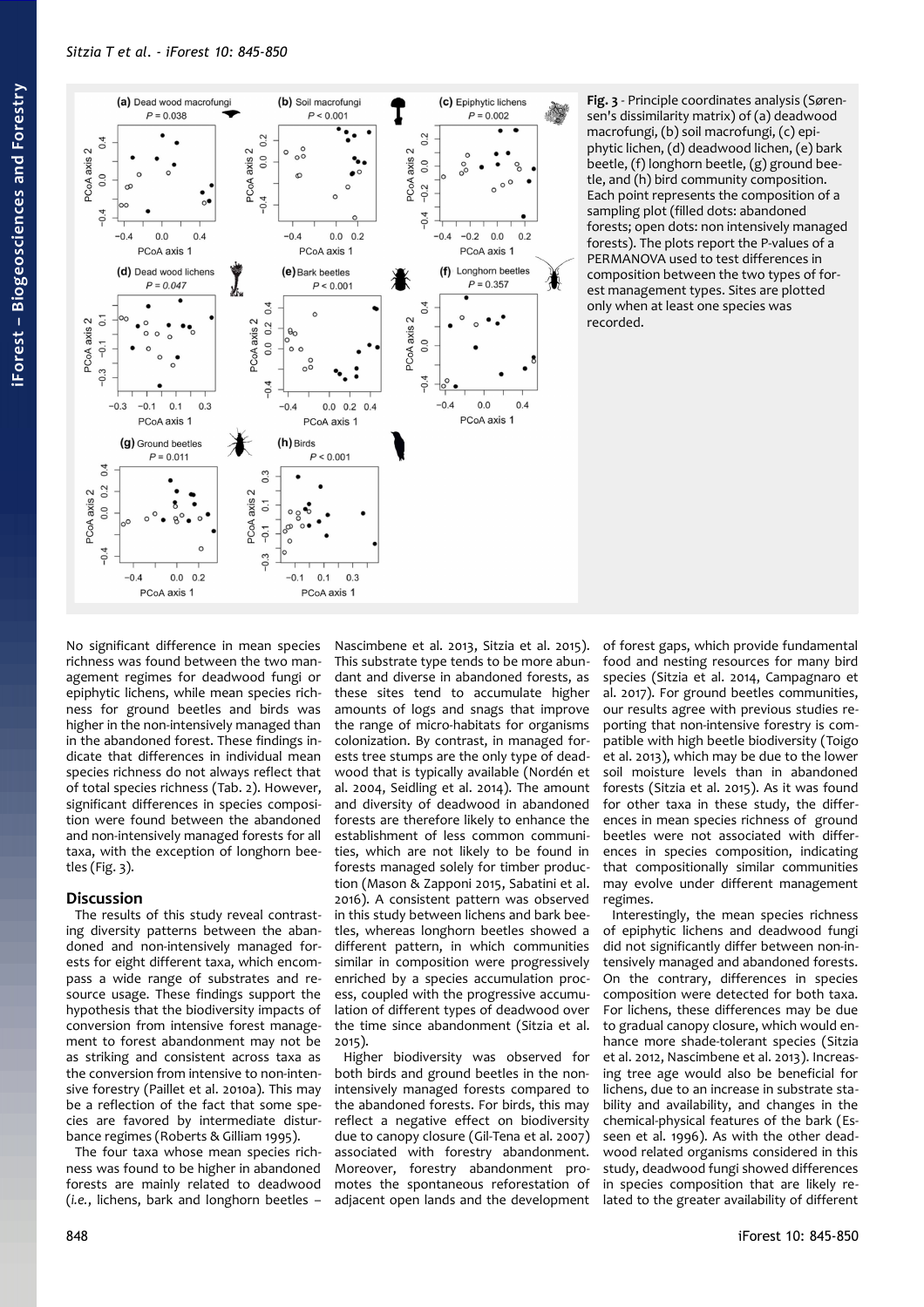**Fig. 3** - Principle coordinates analysis (Sørensen's dissimilarity matrix) of (a) deadwood macrofungi, (b) soil macrofungi, (c) epiphytic lichen, (d) deadwood lichen, (e) bark beetle, (f) longhorn beetle, (g) ground beetle, and (h) bird community composition. Each point represents the composition of a sampling plot (filled dots: abandoned forests; open dots: non intensively managed forests). The plots report the P-values of a PERMANOVA used to test differences in composition between the two types of forest management types. Sites are plotted only when at least one species was recorded.

No significant difference in mean species richness was found between the two management regimes for deadwood fungi or epiphytic lichens, while mean species richness for ground beetles and birds was higher in the non-intensively managed than in the abandoned forest. These findings indicate that differences in individual mean species richness do not always reflect that of total species richness (Tab. 2). However, significant differences in species composition were found between the abandoned and non-intensively managed forests for all taxa, with the exception of longhorn beetles (Fig. 3).

## Discussion

The results of this study reveal contrasting diversity patterns between the abandoned and non-intensively managed forests for eight different taxa, which encompass a wide range of substrates and resource usage. These findings support the hypothesis that the biodiversity impacts of conversion from intensive forest management to forest abandonment may not be as striking and consistent across taxa as the conversion from intensive to non-intensive forestry (Paillet et al. 2010a). This may be a reflection of the fact that some species are favored by intermediate disturbance regimes (Roberts & Gilliam 1995).

The four taxa whose mean species richness was found to be higher in abandoned forests are mainly related to deadwood (*i.e.*, lichens, bark and longhorn beetles – Nascimbene et al. 2013, Sitzia et al. 2015). This substrate type tends to be more abundant and diverse in abandoned forests, as these sites tend to accumulate higher amounts of logs and snags that improve the range of micro-habitats for organisms colonization. By contrast, in managed forests tree stumps are the only type of deadwood that is typically available (Nordén et al. 2004, Seidling et al. 2014). The amount and diversity of deadwood in abandoned forests are therefore likely to enhance the establishment of less common communities, which are not likely to be found in forests managed solely for timber production (Mason & Zapponi 2015, Sabatini et al. 2016). A consistent pattern was observed in this study between lichens and bark beetles, whereas longhorn beetles showed a different pattern, in which communities similar in composition were progressively enriched by a species accumulation process, coupled with the progressive accumulation of different types of deadwood over the time since abandonment (Sitzia et al. 2015).

Higher biodiversity was observed for both birds and ground beetles in the non-intensively managed forests compared to the abandoned forests. For birds, this may reflect a negative effect on biodiversity due to canopy closure (Gil-Tena et al. 2007) associated with forestry abandonment. Moreover, forestry abandonment promotes the spontaneous reforestation of adjacent open lands and the development of forest gaps, which provide fundamental food and nesting resources for many bird species (Sitzia et al. 2014, Campagnaro et al. 2017). For ground beetles communities, our results agree with previous studies reporting that non-intensive forestry is compatible with high beetle biodiversity (Toigo et al. 2013), which may be due to the lower soil moisture levels than in abandoned forests (Sitzia et al. 2015). As it was found for other taxa in these study, the differences in mean species richness of ground beetles were not associated with differences in species composition, indicating that compositionally similar communities may evolve under different management regimes.

Interestingly, the mean species richness of epiphytic lichens and deadwood fungi did not significantly differ between non-intensively managed and abandoned forests. On the contrary, differences in species composition were detected for both taxa. For lichens, these differences may be due to gradual canopy closure, which would enhance more shade-tolerant species (Sitzia et al. 2012, Nascimbene et al. 2013). Increasing tree age would also be beneficial for lichens, due to an increase in substrate stability and availability, and changes in the chemical-physical features of the bark (Esseen et al. 1996). As with the other deadwood related organisms considered in this study, deadwood fungi showed differences in species composition that are likely related to the greater availability of different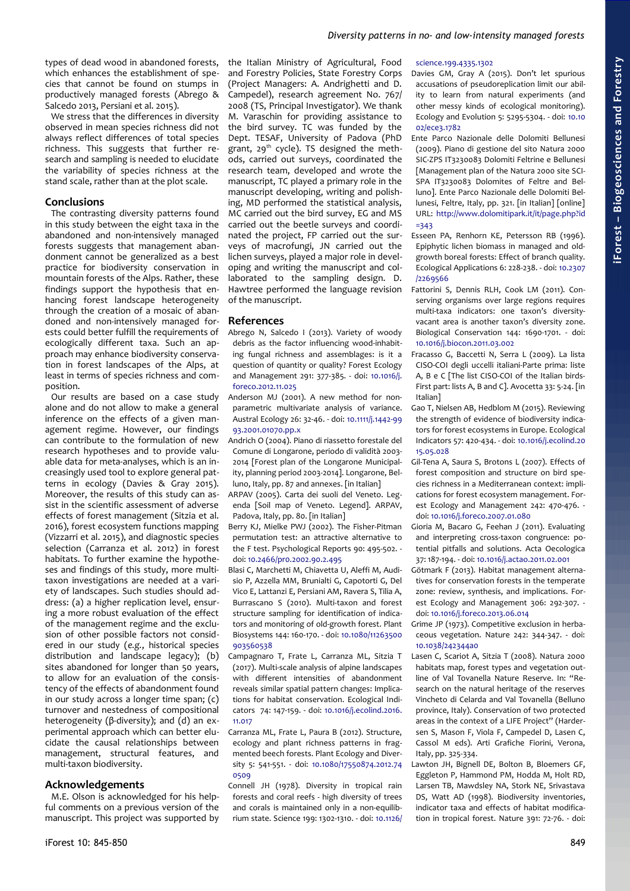types of dead wood in abandoned forests, which enhances the establishment of species that cannot be found on stumps in productively managed forests (Abrego & Salcedo 2013, Persiani et al. 2015).

We stress that the differences in diversity observed in mean species richness did not always reflect differences of total species richness. This suggests that further research and sampling is needed to elucidate the variability of species richness at the stand scale, rather than at the plot scale.

## Conclusions

The contrasting diversity patterns found in this study between the eight taxa in the abandoned and non-intensively managed forests suggests that management abandonment cannot be generalized as a best practice for biodiversity conservation in mountain forests of the Alps. Rather, these findings support the hypothesis that enhancing forest landscape heterogeneity through the creation of a mosaic of abandoned and non-intensively managed forests could better fulfill the requirements of ecologically different taxa. Such an approach may enhance biodiversity conservation in forest landscapes of the Alps, at least in terms of species richness and composition.

Our results are based on a case study alone and do not allow to make a general inference on the effects of a given management regime. However, our findings can contribute to the formulation of new research hypotheses and to provide valuable data for meta-analyses, which is an increasingly used tool to explore general patterns in ecology (Davies & Gray 2015). Moreover, the results of this study can assist in the scientific assessment of adverse effects of forest management (Sitzia et al. 2016), forest ecosystem functions mapping (Vizzarri et al. 2015), and diagnostic species selection (Carranza et al. 2012) in forest habitats. To further examine the hypotheses and findings of this study, more multi-taxon investigations are needed at a variety of landscapes. Such studies should address: (a) a higher replication level, ensuring a more robust evaluation of the effect of the management regime and the exclusion of other possible factors not considered in our study (*e.g.*, historical species distribution and landscape legacy); (b) sites abandoned for longer than 50 years, to allow for an evaluation of the consistency of the effects of abandonment found in our study across a longer time span; (c) turnover and nestedness of compositional heterogeneity (β-diversity); and (d) an experimental approach which can better elucidate the causal relationships between management, structural features, and multi-taxon biodiversity.

## Acknowledgements

M.E. Olson is acknowledged for his helpful comments on a previous version of the manuscript. This project was supported by the Italian Ministry of Agricultural, Food and Forestry Policies, State Forestry Corps (Project Managers: A. Andrighetti and D. Campedel), research agreement No. 767/2008 (TS, Principal Investigator). We thank M. Varaschin for providing assistance to the bird survey. TC was funded by the Dept. TESAF, University of Padova (PhD grant, 29th cycle). TS designed the methods, carried out surveys, coordinated the research team, developed and wrote the manuscript, TC played a primary role in the manuscript developing, writing and polishing, MD performed the statistical analysis, MC carried out the bird survey, EG and MS carried out the beetle surveys and coordinated the project, FP carried out the surveys of macrofungi, JN carried out the lichen surveys, played a major role in developing and writing the manuscript and collaborated to the sampling design. D. Hawtree performed the language revision of the manuscript.

## References

Abrego N, Salcedo I (2013). Variety of woody debris as the factor influencing wood-inhabiting fungal richness and assemblages: is it a question of quantity or quality? Forest Ecology and Management 291: 377-385. - doi: 10.1016/j.foreco.2012.11.025

Anderson MJ (2001). A new method for non-parametric multivariate analysis of variance. Austral Ecology 26: 32-46. - doi: 10.1111/j.1442-9993.2001.01070.pp.x

Andrich O (2004). Piano di riassetto forestale del Comune di Longarone, periodo di validità 2003-2014 [Forest plan of the Longarone Municipality, planning period 2003-2014]. Longarone, Belluno, Italy, pp. 87 and annexes. [in Italian]

ARPAV (2005). Carta dei suoli del Veneto. Legenda [Soil map of Veneto. Legend]. ARPAV, Padova, Italy, pp. 80. [in Italian]

Berry KJ, Mielke PWJ (2002). The Fisher-Pitman permutation test: an attractive alternative to the F test. Psychological Reports 90: 495-502. - doi: 10.2466/pr0.2002.90.2.495

Blasi C, Marchetti M, Chiavetta U, Aleffi M, Audisio P, Azzella MM, Brunialti G, Capotorti G, Del Vico E, Lattanzi E, Persiani AM, Ravera S, Tilia A, Burrascano S (2010). Multi-taxon and forest structure sampling for identification of indicators and monitoring of old-growth forest. Plant Biosystems 144: 160-170. - doi: 10.1080/11263500903560538

Campagnaro T, Frate L, Carranza ML, Sitzia T (2017). Multi-scale analysis of alpine landscapes with different intensities of abandonment reveals similar spatial pattern changes: Implications for habitat conservation. Ecological Indicators 74: 147-159. - doi: 10.1016/j.ecolind.2016.11.017

Carranza ML, Frate L, Paura B (2012). Structure, ecology and plant richness patterns in fragmented beech forests. Plant Ecology and Diversity 5: 541-551. - doi: 10.1080/17550874.2012.740509

Connell JH (1978). Diversity in tropical rain forests and coral reefs - high diversity of trees and corals is maintained only in a non-equilibrium state. Science 199: 1302-1310. - doi: 10.1126/science.199.4335.1302

Davies GM, Gray A (2015). Don't let spurious accusations of pseudoreplication limit our ability to learn from natural experiments (and other messy kinds of ecological monitoring). Ecology and Evolution 5: 5295-5304. - doi: 10.1002/ece3.1782

Ente Parco Nazionale delle Dolomiti Bellunesi (2009). Piano di gestione del sito Natura 2000 SIC-ZPS IT3230083 Dolomiti Feltrine e Bellunesi [Management plan of the Natura 2000 site SCI-SPA IT3230083 Dolomites of Feltre and Belluno]. Ente Parco Nazionale delle Dolomiti Bellunesi, Feltre, Italy, pp. 321. [in Italian] [online] URL: http://www.dolomitipark.it/it/page.php?id=343

Esseen PA, Renhorn KE, Petersson RB (1996). Epiphytic lichen biomass in managed and old-growth boreal forests: Effect of branch quality. Ecological Applications 6: 228-238. - doi: 10.2307/2269566

Fattorini S, Dennis RLH, Cook LM (2011). Conserving organisms over large regions requires multi-taxa indicators: one taxon's diversity-vacant area is another taxon's diversity zone. Biological Conservation 144: 1690-1701. - doi: 10.1016/j.biocon.2011.03.002

Fracasso G, Baccetti N, Serra L (2009). La lista CISO-COI degli uccelli italiani-Parte prima: liste A, B e C [The list CISO-COI of the Italian birds-First part: lists A, B and C]. Avocetta 33: 5-24. [in Italian]

Gao T, Nielsen AB, Hedblom M (2015). Reviewing the strength of evidence of biodiversity indicators for forest ecosystems in Europe. Ecological Indicators 57: 420-434. - doi: 10.1016/j.ecolind.2015.05.028

Gil-Tena A, Saura S, Brotons L (2007). Effects of forest composition and structure on bird species richness in a Mediterranean context: implications for forest ecosystem management. Forest Ecology and Management 242: 470-476. - doi: 10.1016/j.foreco.2007.01.080

Gioria M, Bacaro G, Feehan J (2011). Evaluating and interpreting cross-taxon congruence: potential pitfalls and solutions. Acta Oecologica 37: 187-194. - doi: 10.1016/j.actao.2011.02.001

Götmark F (2013). Habitat management alternatives for conservation forests in the temperate zone: review, synthesis, and implications. Forest Ecology and Management 306: 292-307. - doi: 10.1016/j.foreco.2013.06.014

Grime JP (1973). Competitive exclusion in herbaceous vegetation. Nature 242: 344-347. - doi: 10.1038/242344a0

Lasen C, Scariot A, Sitzia T (2008). Natura 2000 habitats map, forest types and vegetation outline of Val Tovanella Nature Reserve. In: "Research on the natural heritage of the reserves Vincheto di Celarda and Val Tovanella (Belluno province, Italy). Conservation of two protected areas in the context of a LIFE Project" (Hardersen S, Mason F, Viola F, Campedel D, Lasen C, Cassol M eds). Arti Grafiche Fiorini, Verona, Italy, pp. 325-334.

Lawton JH, Bignell DE, Bolton B, Bloemers GF, Eggleton P, Hammond PM, Hodda M, Holt RD, Larsen TB, Mawdsley NA, Stork NE, Srivastava DS, Watt AD (1998). Biodiversity inventories, indicator taxa and effects of habitat modification in tropical forest. Nature 391: 72-76. - doi: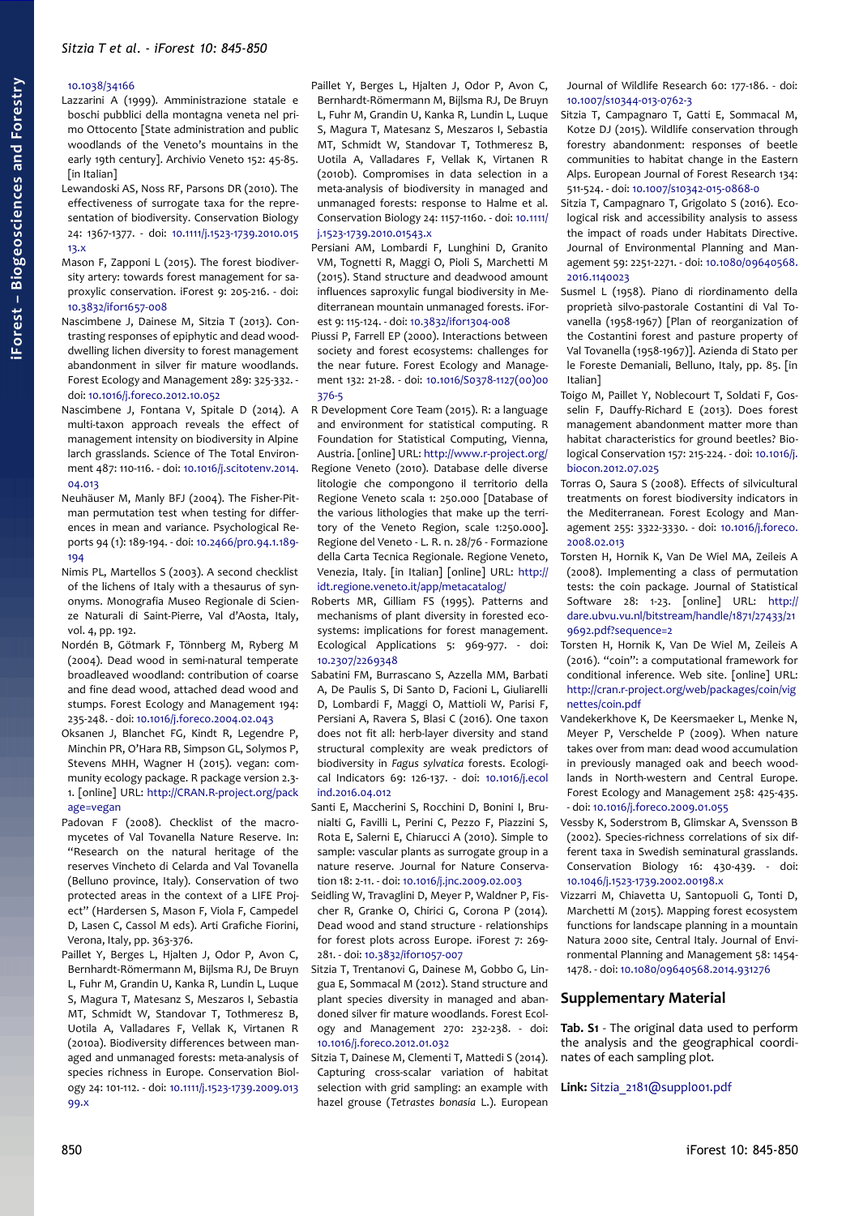10.1038/34166

Lazzarini A (1999). Amministrazione statale e boschi pubblici della montagna veneta nel primo Ottocento [State administration and public woodlands of the Veneto's mountains in the early 19th century]. Archivio Veneto 152: 45-85. [in Italian]

Lewandoski AS, Noss RF, Parsons DR (2010). The effectiveness of surrogate taxa for the representation of biodiversity. Conservation Biology 24: 1367-1377. - doi: 10.1111/j.1523-1739.2010.01513.x

Mason F, Zapponi L (2015). The forest biodiversity artery: towards forest management for saproxylic conservation. iForest 9: 205-216. - doi: 10.3832/ifor1657-008

Nascimbene J, Dainese M, Sitzia T (2013). Contrasting responses of epiphytic and dead wood-dwelling lichen diversity to forest management abandonment in silver fir mature woodlands. Forest Ecology and Management 289: 325-332. - doi: 10.1016/j.foreco.2012.10.052

Nascimbene J, Fontana V, Spitale D (2014). A multi-taxon approach reveals the effect of management intensity on biodiversity in Alpine larch grasslands. Science of The Total Environment 487: 110-116. - doi: 10.1016/j.scitotenv.2014.04.013

Neuhäuser M, Manly BFJ (2004). The Fisher-Pitman permutation test when testing for differences in mean and variance. Psychological Reports 94 (1): 189-194. - doi: 10.2466/pr0.94.1.189-194

Nimis PL, Martellos S (2003). A second checklist of the lichens of Italy with a thesaurus of synonyms. Monografia Museo Regionale di Scienze Naturali di Saint-Pierre, Val d'Aosta, Italy, vol. 4, pp. 192.

Nordén B, Götmark F, Tönnberg M, Ryberg M (2004). Dead wood in semi-natural temperate broadleaved woodland: contribution of coarse and fine dead wood, attached dead wood and stumps. Forest Ecology and Management 194: 235-248. - doi: 10.1016/j.foreco.2004.02.043

Oksanen J, Blanchet FG, Kindt R, Legendre P, Minchin PR, O'Hara RB, Simpson GL, Solymos P, Stevens MHH, Wagner H (2015). vegan: community ecology package. R package version 2.3-1. [online] URL: http://CRAN.R-project.org/package=vegan

Padovan F (2008). Checklist of the macromycetes of Val Tovanella Nature Reserve. In: "Research on the natural heritage of the reserves Vincheto di Celarda and Val Tovanella (Belluno province, Italy). Conservation of two protected areas in the context of a LIFE Project" (Hardersen S, Mason F, Viola F, Campedel D, Lasen C, Cassol M eds). Arti Grafiche Fiorini, Verona, Italy, pp. 363-376.

Paillet Y, Berges L, Hjalten J, Odor P, Avon C, Bernhardt-Römermann M, Bijlsma RJ, De Bruyn L, Fuhr M, Grandin U, Kanka R, Lundin L, Luque S, Magura T, Matesanz S, Meszaros I, Sebastia MT, Schmidt W, Standovar T, Tothmeresz B, Uotila A, Valladares F, Vellak K, Virtanen R (2010a). Biodiversity differences between managed and unmanaged forests: meta-analysis of species richness in Europe. Conservation Biology 24: 101-112. - doi: 10.1111/j.1523-1739.2009.01399.x

Paillet Y, Berges L, Hjalten J, Odor P, Avon C, Bernhardt-Römermann M, Bijlsma RJ, De Bruyn L, Fuhr M, Grandin U, Kanka R, Lundin L, Luque S, Magura T, Matesanz S, Meszaros I, Sebastia MT, Schmidt W, Standovar T, Tothmeresz B, Uotila A, Valladares F, Vellak K, Virtanen R (2010b). Compromises in data selection in a meta-analysis of biodiversity in managed and unmanaged forests: response to Halme et al. Conservation Biology 24: 1157-1160. - doi: 10.1111/j.1523-1739.2010.01543.x

Persiani AM, Lombardi F, Lunghini D, Granito VM, Tognetti R, Maggi O, Pioli S, Marchetti M (2015). Stand structure and deadwood amount influences saproxylic fungal biodiversity in Mediterranean mountain unmanaged forests. iForest 9: 115-124. - doi: 10.3832/ifor1304-008

Piussi P, Farrell EP (2000). Interactions between society and forest ecosystems: challenges for the near future. Forest Ecology and Management 132: 21-28. - doi: 10.1016/S0378-1127(00)00376-5

R Development Core Team (2015). R: a language and environment for statistical computing. R Foundation for Statistical Computing, Vienna, Austria. [online] URL: http://www.r-project.org/

Regione Veneto (2010). Database delle diverse litologie che compongono il territorio della Regione Veneto scala 1: 250.000 [Database of the various lithologies that make up the territory of the Veneto Region, scale 1:250.000]. Regione del Veneto - L. R. n. 28/76 - Formazione della Carta Tecnica Regionale. Regione Veneto, Venezia, Italy. [in Italian] [online] URL: http://idt.regione.veneto.it/app/metacatalog/

Roberts MR, Gilliam FS (1995). Patterns and mechanisms of plant diversity in forested ecosystems: implications for forest management. Ecological Applications 5: 969-977. - doi: 10.2307/2269348

Sabatini FM, Burrascano S, Azzella MM, Barbati A, De Paulis S, Di Santo D, Facioni L, Giuliarelli D, Lombardi F, Maggi O, Mattioli W, Parisi F, Persiani A, Ravera S, Blasi C (2016). One taxon does not fit all: herb-layer diversity and stand structural complexity are weak predictors of biodiversity in *Fagus sylvatica* forests. Ecological Indicators 69: 126-137. - doi: 10.1016/j.ecolind.2016.04.012

Santi E, Maccherini S, Rocchini D, Bonini I, Brunialti G, Favilli L, Perini C, Pezzo F, Piazzini S, Rota E, Salerni E, Chiarucci A (2010). Simple to sample: vascular plants as surrogate group in a nature reserve. Journal for Nature Conservation 18: 2-11. - doi: 10.1016/j.jnc.2009.02.003

Seidling W, Travaglini D, Meyer P, Waldner P, Fischer R, Granke O, Chirici G, Corona P (2014). Dead wood and stand structure - relationships for forest plots across Europe. iForest 7: 269-281. - doi: 10.3832/ifor1057-007

Sitzia T, Trentanovi G, Dainese M, Gobbo G, Lingua E, Sommacal M (2012). Stand structure and plant species diversity in managed and abandoned silver fir mature woodlands. Forest Ecology and Management 270: 232-238. - doi: 10.1016/j.foreco.2012.01.032

Sitzia T, Dainese M, Clementi T, Mattedi S (2014). Capturing cross-scalar variation of habitat selection with grid sampling: an example with hazel grouse (*Tetrastes bonasia* L.). European Journal of Wildlife Research 60: 177-186. - doi: 10.1007/s10344-013-0762-3

Sitzia T, Campagnaro T, Gatti E, Sommacal M, Kotze DJ (2015). Wildlife conservation through forestry abandonment: responses of beetle communities to habitat change in the Eastern Alps. European Journal of Forest Research 134: 511-524. - doi: 10.1007/s10342-015-0868-0

Sitzia T, Campagnaro T, Grigolato S (2016). Ecological risk and accessibility analysis to assess the impact of roads under Habitats Directive. Journal of Environmental Planning and Management 59: 2251-2271. - doi: 10.1080/09640568.2016.1140023

Susmel L (1958). Piano di riordinamento della proprietà silvo-pastorale Costantini di Val Tovanella (1958-1967) [Plan of reorganization of the Costantini forest and pasture property of Val Tovanella (1958-1967)]. Azienda di Stato per le Foreste Demaniali, Belluno, Italy, pp. 85. [in Italian]

Toigo M, Paillet Y, Noblecourt T, Soldati F, Gosselin F, Dauffy-Richard E (2013). Does forest management abandonment matter more than habitat characteristics for ground beetles? Biological Conservation 157: 215-224. - doi: 10.1016/j.biocon.2012.07.025

Torras O, Saura S (2008). Effects of silvicultural treatments on forest biodiversity indicators in the Mediterranean. Forest Ecology and Management 255: 3322-3330. - doi: 10.1016/j.foreco.2008.02.013

Torsten H, Hornik K, Van De Wiel MA, Zeileis A (2008). Implementing a class of permutation tests: the coin package. Journal of Statistical Software 28: 1-23. [online] URL: http://dare.ubvu.vu.nl/bitstream/handle/1871/27433/219692.pdf?sequence=2

Torsten H, Hornik K, Van De Wiel M, Zeileis A (2016). "coin": a computational framework for conditional inference. Web site. [online] URL: http://cran.r-project.org/web/packages/coin/vignettes/coin.pdf

Vandekerkhove K, De Keersmaeker L, Menke N, Meyer P, Verschelde P (2009). When nature takes over from man: dead wood accumulation in previously managed oak and beech woodlands in North-western and Central Europe. Forest Ecology and Management 258: 425-435. - doi: 10.1016/j.foreco.2009.01.055

Vessby K, Soderstrom B, Glimskar A, Svensson B (2002). Species-richness correlations of six different taxa in Swedish seminatural grasslands. Conservation Biology 16: 430-439. - doi: 10.1046/j.1523-1739.2002.00198.x

Vizzarri M, Chiavetta U, Santopuoli G, Tonti D, Marchetti M (2015). Mapping forest ecosystem functions for landscape planning in a mountain Natura 2000 site, Central Italy. Journal of Environmental Planning and Management 58: 1454-1478. - doi: 10.1080/09640568.2014.931276

## Supplementary Material

**Tab. S1** - The original data used to perform the analysis and the geographical coordinates of each sampling plot.

**Link:** Sitzia_2181@suppl001.pdf